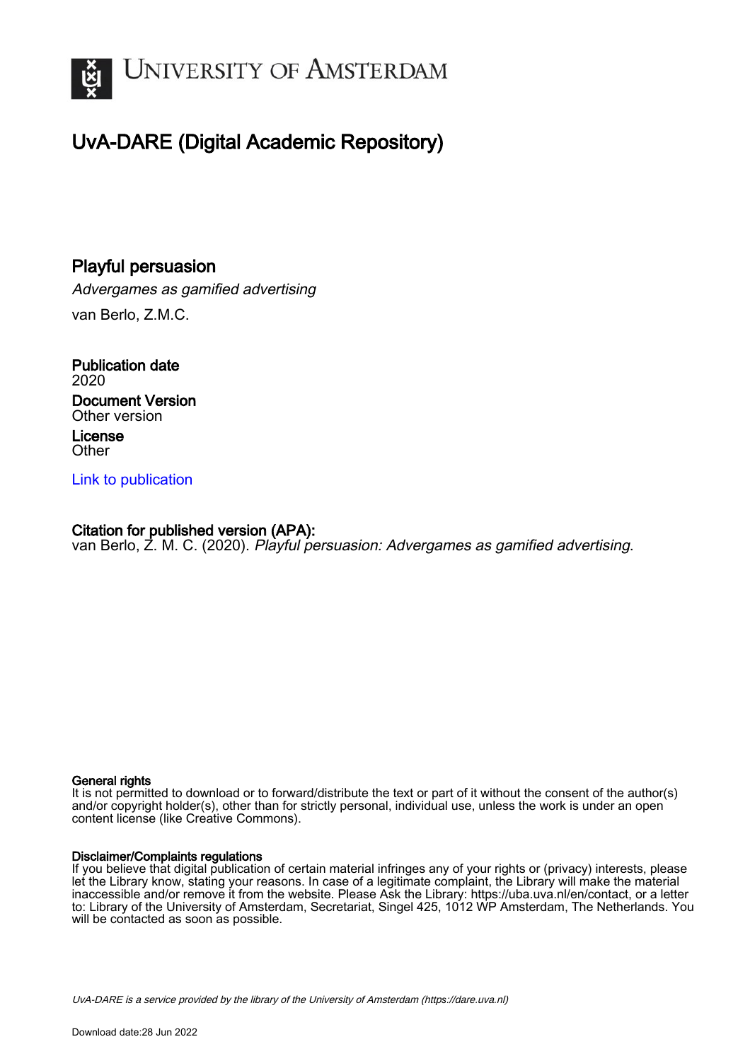# UNIVERSITY OF AMSTERDAM

## UvA-DARE (Digital Academic Repository)

### Playful persuasion

*Advergames as gamified advertising*

van Berlo, Z.M.C.

**Publication date**
2020

**Document Version**
Other version

**License**
Other

[Link to publication](https://dare.uva.nl)

**Citation for published version (APA):**
van Berlo, Z. M. C. (2020). *Playful persuasion: Advergames as gamified advertising*.

**General rights**
It is not permitted to download or to forward/distribute the text or part of it without the consent of the author(s) and/or copyright holder(s), other than for strictly personal, individual use, unless the work is under an open content license (like Creative Commons).

**Disclaimer/Complaints regulations**
If you believe that digital publication of certain material infringes any of your rights or (privacy) interests, please let the Library know, stating your reasons. In case of a legitimate complaint, the Library will make the material inaccessible and/or remove it from the website. Please Ask the Library: https://uba.uva.nl/en/contact, or a letter to: Library of the University of Amsterdam, Secretariat, Singel 425, 1012 WP Amsterdam, The Netherlands. You will be contacted as soon as possible.

*UvA-DARE is a service provided by the library of the University of Amsterdam (https://dare.uva.nl)*

Download date:28 Jun 2022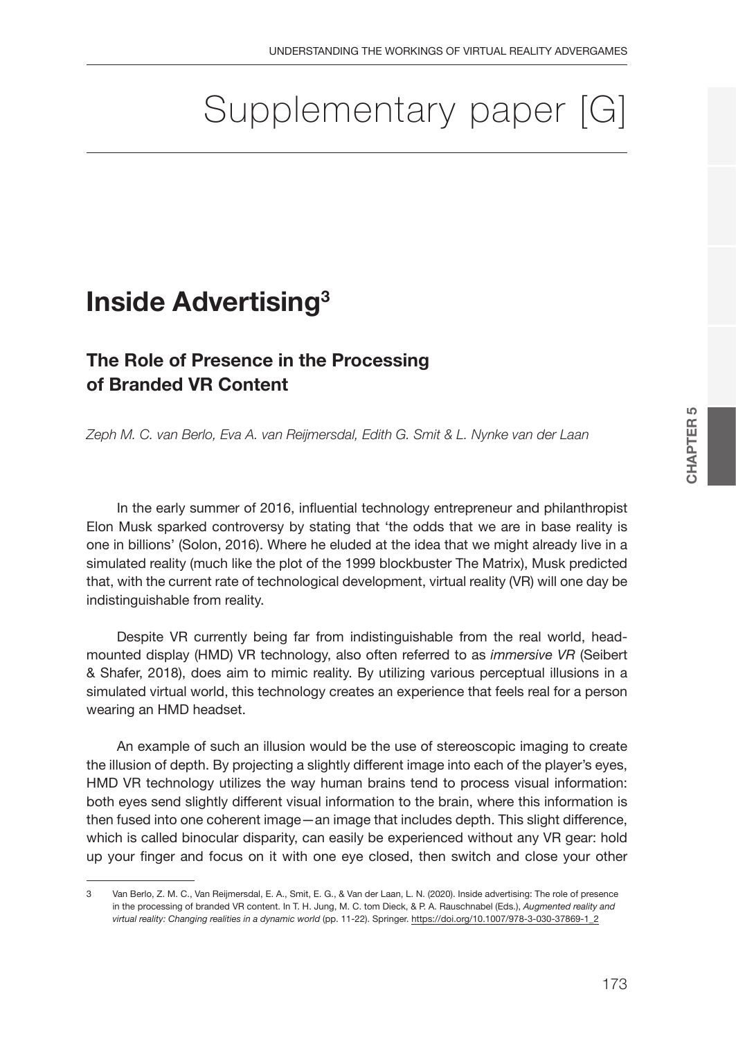# Supplementary paper [G]

## Inside Advertising[3]

### The Role of Presence in the Processing of Branded VR Content

*Zeph M. C. van Berlo, Eva A. van Reijmersdal, Edith G. Smit & L. Nynke van der Laan*

In the early summer of 2016, influential technology entrepreneur and philanthropist Elon Musk sparked controversy by stating that 'the odds that we are in base reality is one in billions' (Solon, 2016). Where he eluded at the idea that we might already live in a simulated reality (much like the plot of the 1999 blockbuster The Matrix), Musk predicted that, with the current rate of technological development, virtual reality (VR) will one day be indistinguishable from reality.

Despite VR currently being far from indistinguishable from the real world, head-mounted display (HMD) VR technology, also often referred to as *immersive VR* (Seibert & Shafer, 2018), does aim to mimic reality. By utilizing various perceptual illusions in a simulated virtual world, this technology creates an experience that feels real for a person wearing an HMD headset.

An example of such an illusion would be the use of stereoscopic imaging to create the illusion of depth. By projecting a slightly different image into each of the player's eyes, HMD VR technology utilizes the way human brains tend to process visual information: both eyes send slightly different visual information to the brain, where this information is then fused into one coherent image—an image that includes depth. This slight difference, which is called binocular disparity, can easily be experienced without any VR gear: hold up your finger and focus on it with one eye closed, then switch and close your other

---

3 Van Berlo, Z. M. C., Van Reijmersdal, E. A., Smit, E. G., & Van der Laan, L. N. (2020). Inside advertising: The role of presence in the processing of branded VR content. In T. H. Jung, M. C. tom Dieck, & P. A. Rauschnabel (Eds.), *Augmented reality and virtual reality: Changing realities in a dynamic world* (pp. 11-22). Springer. https://doi.org/10.1007/978-3-030-37869-1_2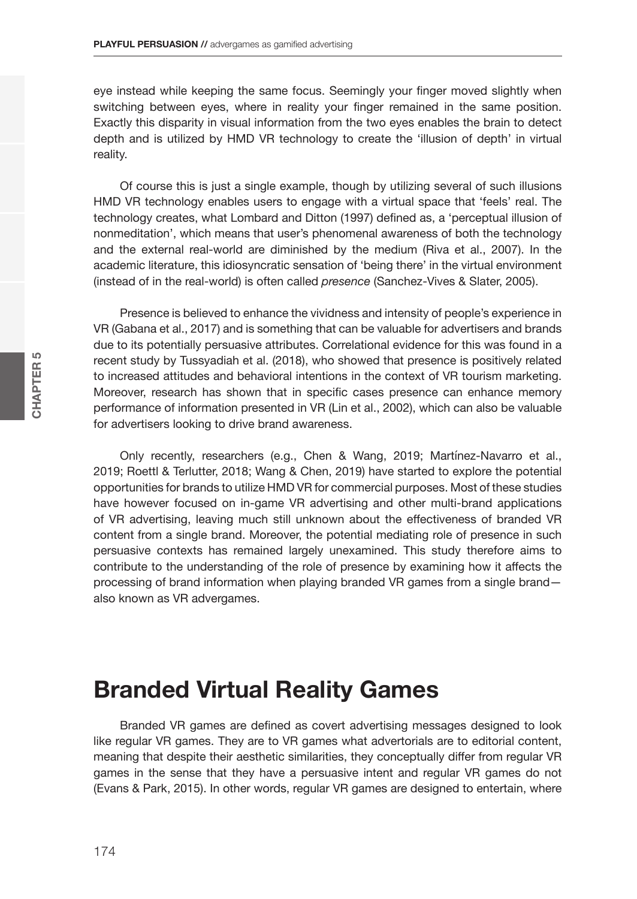eye instead while keeping the same focus. Seemingly your finger moved slightly when switching between eyes, where in reality your finger remained in the same position. Exactly this disparity in visual information from the two eyes enables the brain to detect depth and is utilized by HMD VR technology to create the 'illusion of depth' in virtual reality.

Of course this is just a single example, though by utilizing several of such illusions HMD VR technology enables users to engage with a virtual space that 'feels' real. The technology creates, what Lombard and Ditton (1997) defined as, a 'perceptual illusion of nonmeditation', which means that user's phenomenal awareness of both the technology and the external real-world are diminished by the medium (Riva et al., 2007). In the academic literature, this idiosyncratic sensation of 'being there' in the virtual environment (instead of in the real-world) is often called *presence* (Sanchez-Vives & Slater, 2005).

Presence is believed to enhance the vividness and intensity of people's experience in VR (Gabana et al., 2017) and is something that can be valuable for advertisers and brands due to its potentially persuasive attributes. Correlational evidence for this was found in a recent study by Tussyadiah et al. (2018), who showed that presence is positively related to increased attitudes and behavioral intentions in the context of VR tourism marketing. Moreover, research has shown that in specific cases presence can enhance memory performance of information presented in VR (Lin et al., 2002), which can also be valuable for advertisers looking to drive brand awareness.

Only recently, researchers (e.g., Chen & Wang, 2019; Martínez-Navarro et al., 2019; Roettl & Terlutter, 2018; Wang & Chen, 2019) have started to explore the potential opportunities for brands to utilize HMD VR for commercial purposes. Most of these studies have however focused on in-game VR advertising and other multi-brand applications of VR advertising, leaving much still unknown about the effectiveness of branded VR content from a single brand. Moreover, the potential mediating role of presence in such persuasive contexts has remained largely unexamined. This study therefore aims to contribute to the understanding of the role of presence by examining how it affects the processing of brand information when playing branded VR games from a single brand—also known as VR advergames.

# Branded Virtual Reality Games

Branded VR games are defined as covert advertising messages designed to look like regular VR games. They are to VR games what advertorials are to editorial content, meaning that despite their aesthetic similarities, they conceptually differ from regular VR games in the sense that they have a persuasive intent and regular VR games do not (Evans & Park, 2015). In other words, regular VR games are designed to entertain, where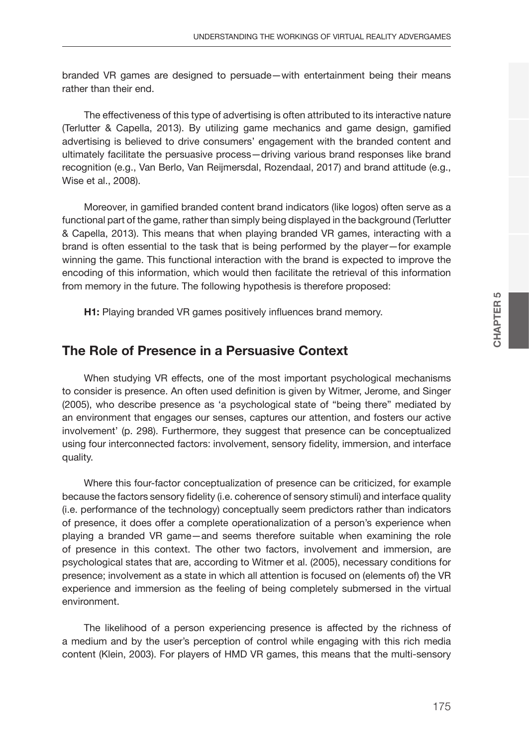branded VR games are designed to persuade—with entertainment being their means rather than their end.

The effectiveness of this type of advertising is often attributed to its interactive nature (Terlutter & Capella, 2013). By utilizing game mechanics and game design, gamified advertising is believed to drive consumers' engagement with the branded content and ultimately facilitate the persuasive process—driving various brand responses like brand recognition (e.g., Van Berlo, Van Reijmersdal, Rozendaal, 2017) and brand attitude (e.g., Wise et al., 2008).

Moreover, in gamified branded content brand indicators (like logos) often serve as a functional part of the game, rather than simply being displayed in the background (Terlutter & Capella, 2013). This means that when playing branded VR games, interacting with a brand is often essential to the task that is being performed by the player—for example winning the game. This functional interaction with the brand is expected to improve the encoding of this information, which would then facilitate the retrieval of this information from memory in the future. The following hypothesis is therefore proposed:

**H1:** Playing branded VR games positively influences brand memory.

## The Role of Presence in a Persuasive Context

When studying VR effects, one of the most important psychological mechanisms to consider is presence. An often used definition is given by Witmer, Jerome, and Singer (2005), who describe presence as 'a psychological state of "being there" mediated by an environment that engages our senses, captures our attention, and fosters our active involvement' (p. 298). Furthermore, they suggest that presence can be conceptualized using four interconnected factors: involvement, sensory fidelity, immersion, and interface quality.

Where this four-factor conceptualization of presence can be criticized, for example because the factors sensory fidelity (i.e. coherence of sensory stimuli) and interface quality (i.e. performance of the technology) conceptually seem predictors rather than indicators of presence, it does offer a complete operationalization of a person's experience when playing a branded VR game—and seems therefore suitable when examining the role of presence in this context. The other two factors, involvement and immersion, are psychological states that are, according to Witmer et al. (2005), necessary conditions for presence; involvement as a state in which all attention is focused on (elements of) the VR experience and immersion as the feeling of being completely submersed in the virtual environment.

The likelihood of a person experiencing presence is affected by the richness of a medium and by the user's perception of control while engaging with this rich media content (Klein, 2003). For players of HMD VR games, this means that the multi-sensory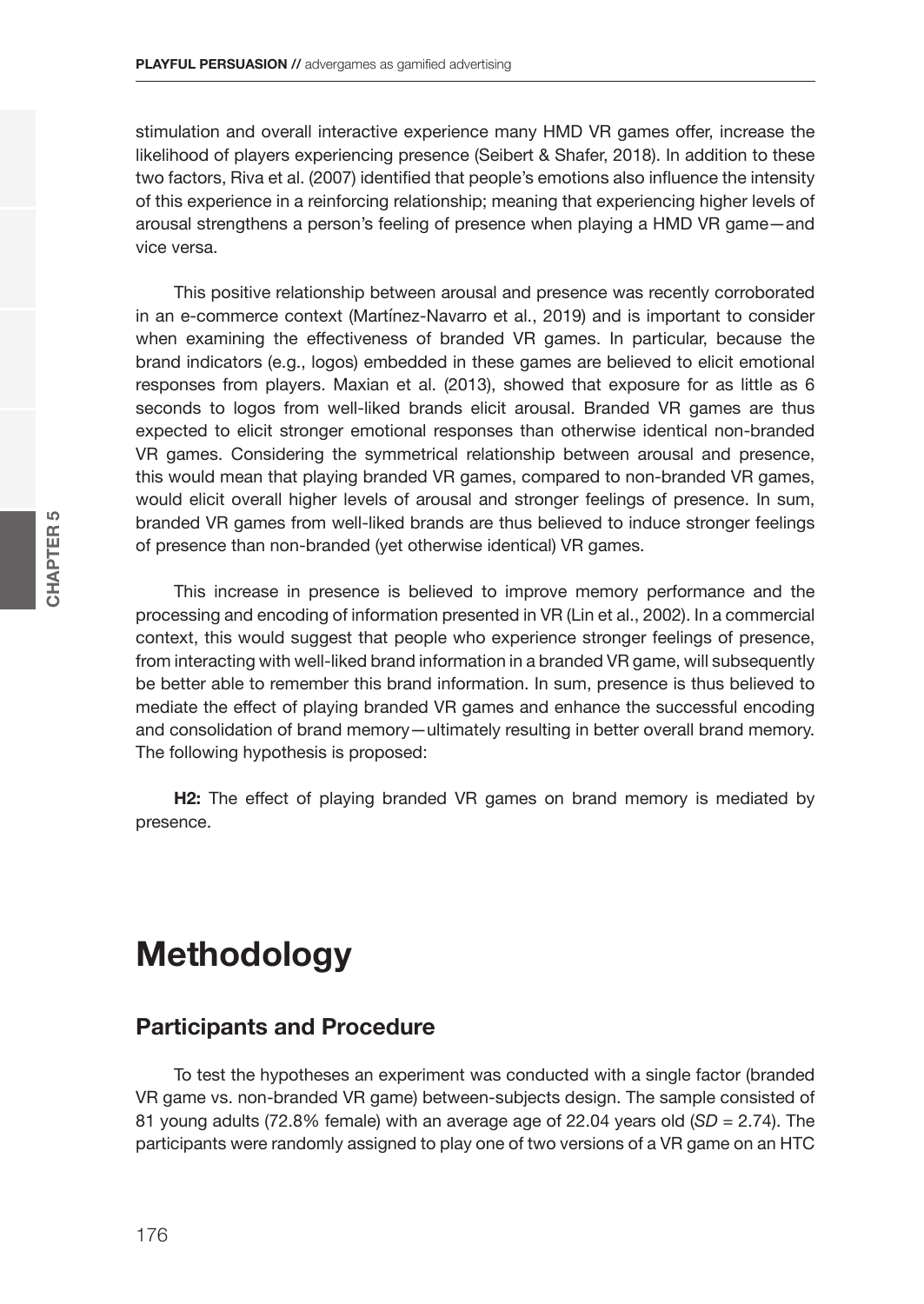stimulation and overall interactive experience many HMD VR games offer, increase the likelihood of players experiencing presence (Seibert & Shafer, 2018). In addition to these two factors, Riva et al. (2007) identified that people's emotions also influence the intensity of this experience in a reinforcing relationship; meaning that experiencing higher levels of arousal strengthens a person's feeling of presence when playing a HMD VR game—and vice versa.

This positive relationship between arousal and presence was recently corroborated in an e-commerce context (Martínez-Navarro et al., 2019) and is important to consider when examining the effectiveness of branded VR games. In particular, because the brand indicators (e.g., logos) embedded in these games are believed to elicit emotional responses from players. Maxian et al. (2013), showed that exposure for as little as 6 seconds to logos from well-liked brands elicit arousal. Branded VR games are thus expected to elicit stronger emotional responses than otherwise identical non-branded VR games. Considering the symmetrical relationship between arousal and presence, this would mean that playing branded VR games, compared to non-branded VR games, would elicit overall higher levels of arousal and stronger feelings of presence. In sum, branded VR games from well-liked brands are thus believed to induce stronger feelings of presence than non-branded (yet otherwise identical) VR games.

This increase in presence is believed to improve memory performance and the processing and encoding of information presented in VR (Lin et al., 2002). In a commercial context, this would suggest that people who experience stronger feelings of presence, from interacting with well-liked brand information in a branded VR game, will subsequently be better able to remember this brand information. In sum, presence is thus believed to mediate the effect of playing branded VR games and enhance the successful encoding and consolidation of brand memory—ultimately resulting in better overall brand memory. The following hypothesis is proposed:

**H2:** The effect of playing branded VR games on brand memory is mediated by presence.

# Methodology

## Participants and Procedure

To test the hypotheses an experiment was conducted with a single factor (branded VR game vs. non-branded VR game) between-subjects design. The sample consisted of 81 young adults (72.8% female) with an average age of 22.04 years old (*SD* = 2.74). The participants were randomly assigned to play one of two versions of a VR game on an HTC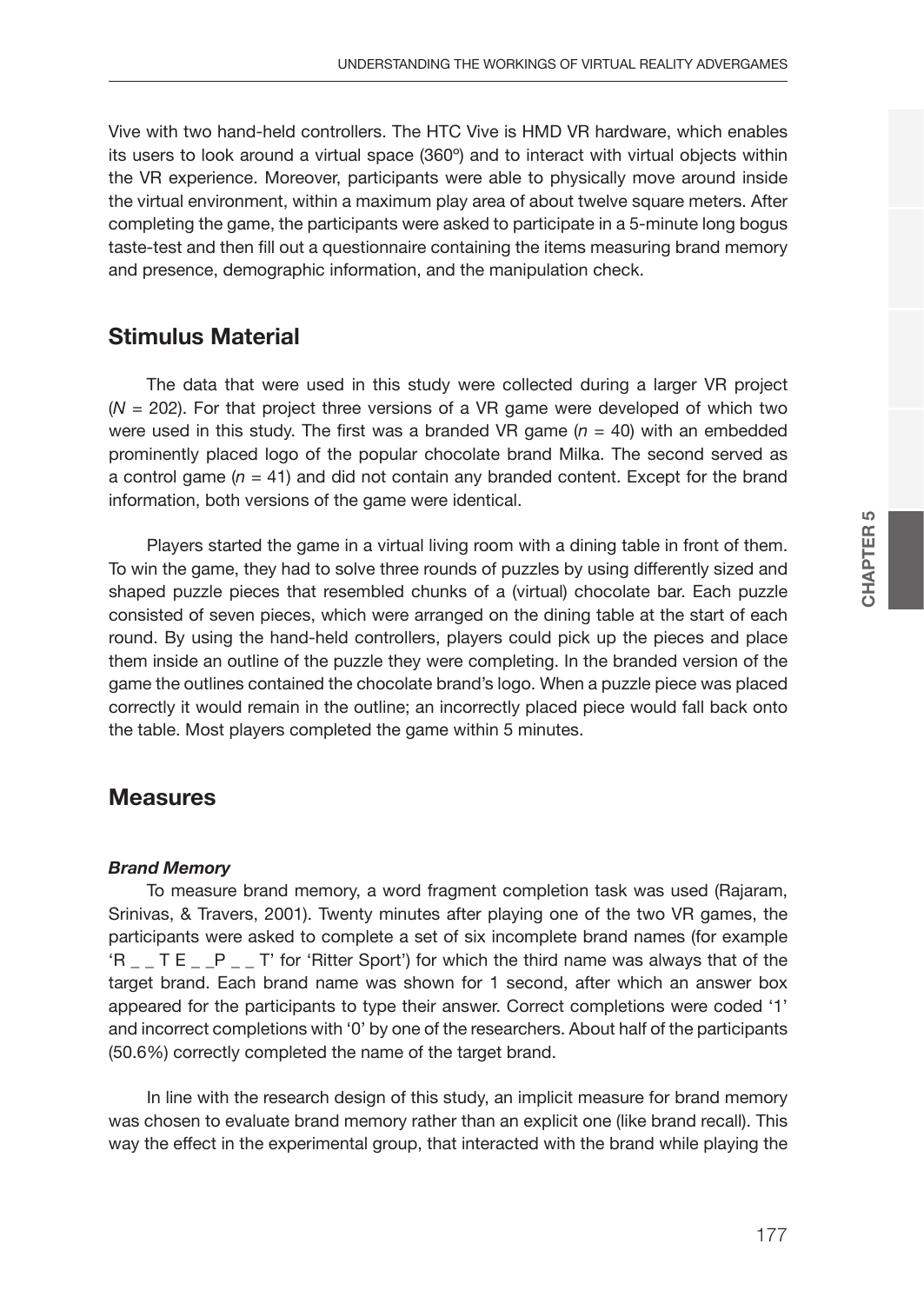Vive with two hand-held controllers. The HTC Vive is HMD VR hardware, which enables its users to look around a virtual space (360º) and to interact with virtual objects within the VR experience. Moreover, participants were able to physically move around inside the virtual environment, within a maximum play area of about twelve square meters. After completing the game, the participants were asked to participate in a 5-minute long bogus taste-test and then fill out a questionnaire containing the items measuring brand memory and presence, demographic information, and the manipulation check.

## Stimulus Material

The data that were used in this study were collected during a larger VR project ($N$ = 202). For that project three versions of a VR game were developed of which two were used in this study. The first was a branded VR game ($n$ = 40) with an embedded prominently placed logo of the popular chocolate brand Milka. The second served as a control game ($n$ = 41) and did not contain any branded content. Except for the brand information, both versions of the game were identical.

Players started the game in a virtual living room with a dining table in front of them. To win the game, they had to solve three rounds of puzzles by using differently sized and shaped puzzle pieces that resembled chunks of a (virtual) chocolate bar. Each puzzle consisted of seven pieces, which were arranged on the dining table at the start of each round. By using the hand-held controllers, players could pick up the pieces and place them inside an outline of the puzzle they were completing. In the branded version of the game the outlines contained the chocolate brand's logo. When a puzzle piece was placed correctly it would remain in the outline; an incorrectly placed piece would fall back onto the table. Most players completed the game within 5 minutes.

## Measures

### *Brand Memory*

To measure brand memory, a word fragment completion task was used (Rajaram, Srinivas, & Travers, 2001). Twenty minutes after playing one of the two VR games, the participants were asked to complete a set of six incomplete brand names (for example 'R _ _ T E _ _P _ _ T' for 'Ritter Sport') for which the third name was always that of the target brand. Each brand name was shown for 1 second, after which an answer box appeared for the participants to type their answer. Correct completions were coded '1' and incorrect completions with '0' by one of the researchers. About half of the participants (50.6%) correctly completed the name of the target brand.

In line with the research design of this study, an implicit measure for brand memory was chosen to evaluate brand memory rather than an explicit one (like brand recall). This way the effect in the experimental group, that interacted with the brand while playing the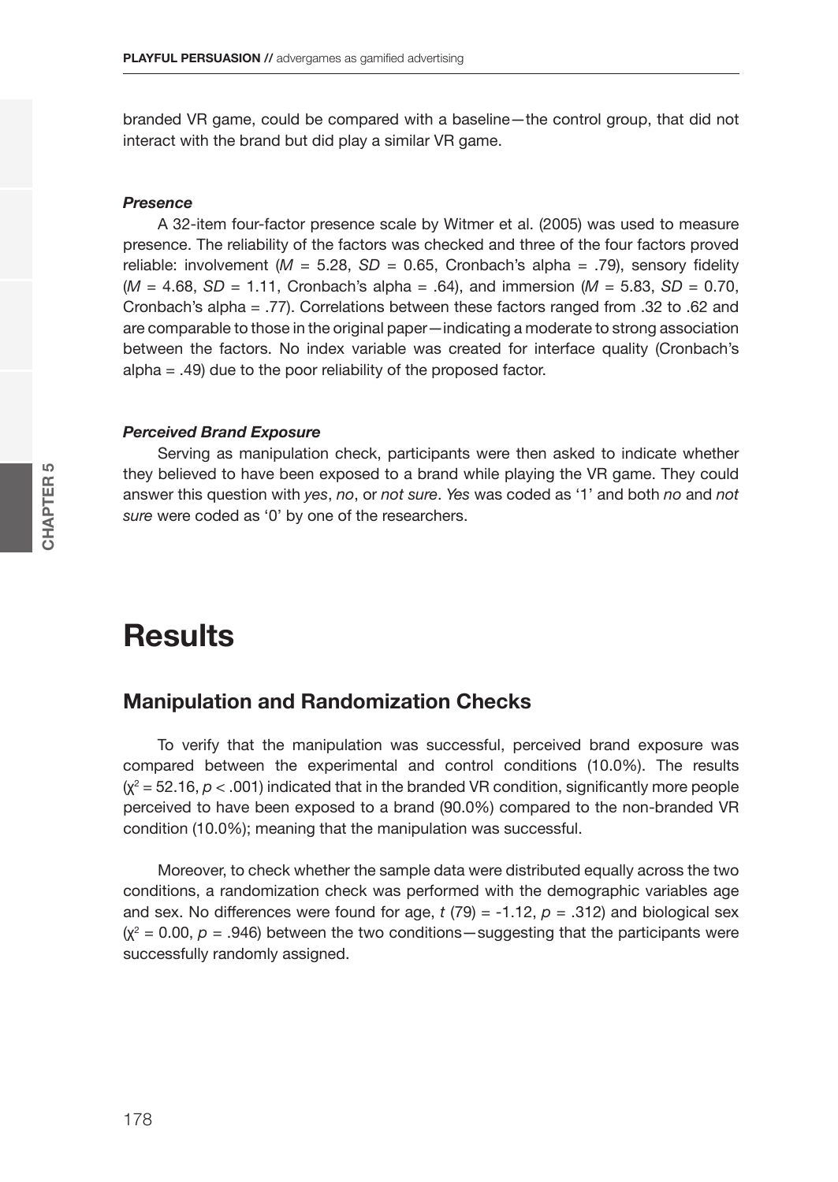branded VR game, could be compared with a baseline—the control group, that did not interact with the brand but did play a similar VR game.

#### *Presence*

A 32-item four-factor presence scale by Witmer et al. (2005) was used to measure presence. The reliability of the factors was checked and three of the four factors proved reliable: involvement ($M$ = 5.28, $SD$ = 0.65, Cronbach's alpha = .79), sensory fidelity ($M$ = 4.68, $SD$ = 1.11, Cronbach's alpha = .64), and immersion ($M$ = 5.83, $SD$ = 0.70, Cronbach's alpha = .77). Correlations between these factors ranged from .32 to .62 and are comparable to those in the original paper—indicating a moderate to strong association between the factors. No index variable was created for interface quality (Cronbach's alpha = .49) due to the poor reliability of the proposed factor.

#### *Perceived Brand Exposure*

Serving as manipulation check, participants were then asked to indicate whether they believed to have been exposed to a brand while playing the VR game. They could answer this question with *yes*, *no*, or *not sure*. *Yes* was coded as '1' and both *no* and *not sure* were coded as '0' by one of the researchers.

# Results

## Manipulation and Randomization Checks

To verify that the manipulation was successful, perceived brand exposure was compared between the experimental and control conditions (10.0%). The results ($\chi^2 = 52.16$, $p < .001$) indicated that in the branded VR condition, significantly more people perceived to have been exposed to a brand (90.0%) compared to the non-branded VR condition (10.0%); meaning that the manipulation was successful.

Moreover, to check whether the sample data were distributed equally across the two conditions, a randomization check was performed with the demographic variables age and sex. No differences were found for age, $t$ (79) = -1.12, $p$ = .312) and biological sex ($\chi^2 = 0.00$, $p$ = .946) between the two conditions—suggesting that the participants were successfully randomly assigned.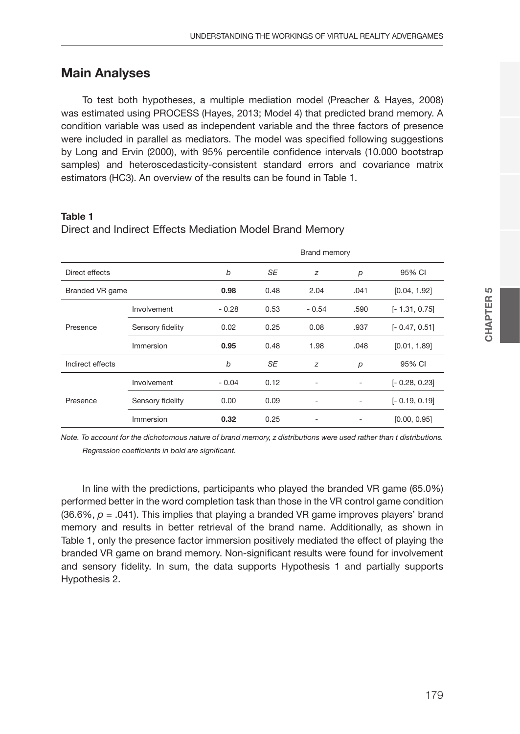## Main Analyses

To test both hypotheses, a multiple mediation model (Preacher & Hayes, 2008) was estimated using PROCESS (Hayes, 2013; Model 4) that predicted brand memory. A condition variable was used as independent variable and the three factors of presence were included in parallel as mediators. The model was specified following suggestions by Long and Ervin (2000), with 95% percentile confidence intervals (10.000 bootstrap samples) and heteroscedasticity-consistent standard errors and covariance matrix estimators (HC3). An overview of the results can be found in Table 1.

**Table 1**

Direct and Indirect Effects Mediation Model Brand Memory

| | | Brand memory | | | | |
|---|---|---|---|---|---|---|
| Direct effects | | *b* | *SE* | *z* | *p* | 95% CI |
| Branded VR game | | **0.98** | 0.48 | 2.04 | .041 | [0.04, 1.92] |
| Presence | Involvement | - 0.28 | 0.53 | - 0.54 | .590 | [- 1.31, 0.75] |
| | Sensory fidelity | 0.02 | 0.25 | 0.08 | .937 | [- 0.47, 0.51] |
| | Immersion | **0.95** | 0.48 | 1.98 | .048 | [0.01, 1.89] |
| Indirect effects | | *b* | *SE* | *z* | *p* | 95% CI |
| Presence | Involvement | - 0.04 | 0.12 | - | - | [- 0.28, 0.23] |
| | Sensory fidelity | 0.00 | 0.09 | - | - | [- 0.19, 0.19] |
| | Immersion | **0.32** | 0.25 | - | - | [0.00, 0.95] |

*Note. To account for the dichotomous nature of brand memory, z distributions were used rather than t distributions. Regression coefficients in bold are significant.*

In line with the predictions, participants who played the branded VR game (65.0%) performed better in the word completion task than those in the VR control game condition (36.6%, $p = .041$). This implies that playing a branded VR game improves players' brand memory and results in better retrieval of the brand name. Additionally, as shown in Table 1, only the presence factor immersion positively mediated the effect of playing the branded VR game on brand memory. Non-significant results were found for involvement and sensory fidelity. In sum, the data supports Hypothesis 1 and partially supports Hypothesis 2.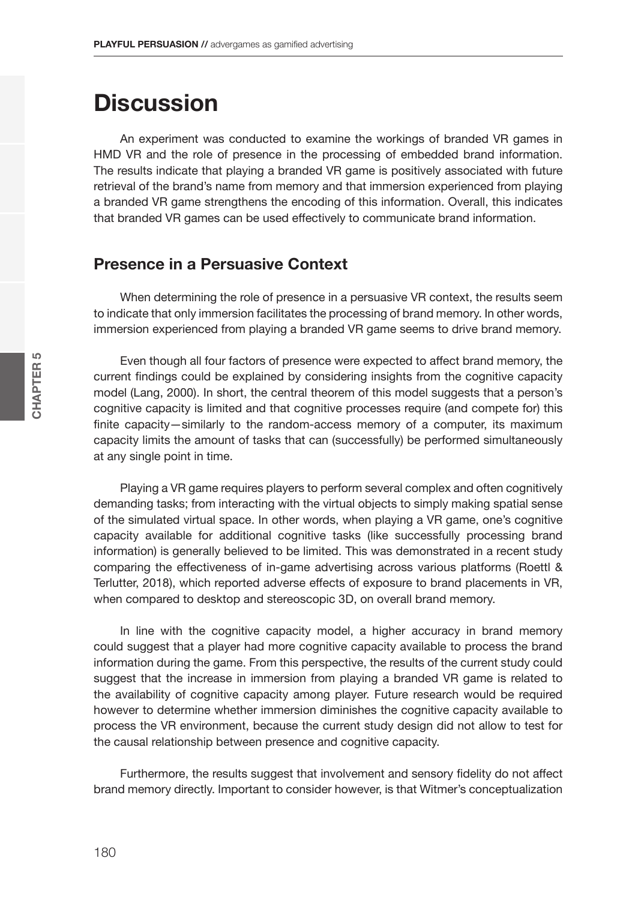# Discussion

An experiment was conducted to examine the workings of branded VR games in HMD VR and the role of presence in the processing of embedded brand information. The results indicate that playing a branded VR game is positively associated with future retrieval of the brand's name from memory and that immersion experienced from playing a branded VR game strengthens the encoding of this information. Overall, this indicates that branded VR games can be used effectively to communicate brand information.

## Presence in a Persuasive Context

When determining the role of presence in a persuasive VR context, the results seem to indicate that only immersion facilitates the processing of brand memory. In other words, immersion experienced from playing a branded VR game seems to drive brand memory.

Even though all four factors of presence were expected to affect brand memory, the current findings could be explained by considering insights from the cognitive capacity model (Lang, 2000). In short, the central theorem of this model suggests that a person's cognitive capacity is limited and that cognitive processes require (and compete for) this finite capacity—similarly to the random-access memory of a computer, its maximum capacity limits the amount of tasks that can (successfully) be performed simultaneously at any single point in time.

Playing a VR game requires players to perform several complex and often cognitively demanding tasks; from interacting with the virtual objects to simply making spatial sense of the simulated virtual space. In other words, when playing a VR game, one's cognitive capacity available for additional cognitive tasks (like successfully processing brand information) is generally believed to be limited. This was demonstrated in a recent study comparing the effectiveness of in-game advertising across various platforms (Roettl & Terlutter, 2018), which reported adverse effects of exposure to brand placements in VR, when compared to desktop and stereoscopic 3D, on overall brand memory.

In line with the cognitive capacity model, a higher accuracy in brand memory could suggest that a player had more cognitive capacity available to process the brand information during the game. From this perspective, the results of the current study could suggest that the increase in immersion from playing a branded VR game is related to the availability of cognitive capacity among player. Future research would be required however to determine whether immersion diminishes the cognitive capacity available to process the VR environment, because the current study design did not allow to test for the causal relationship between presence and cognitive capacity.

Furthermore, the results suggest that involvement and sensory fidelity do not affect brand memory directly. Important to consider however, is that Witmer's conceptualization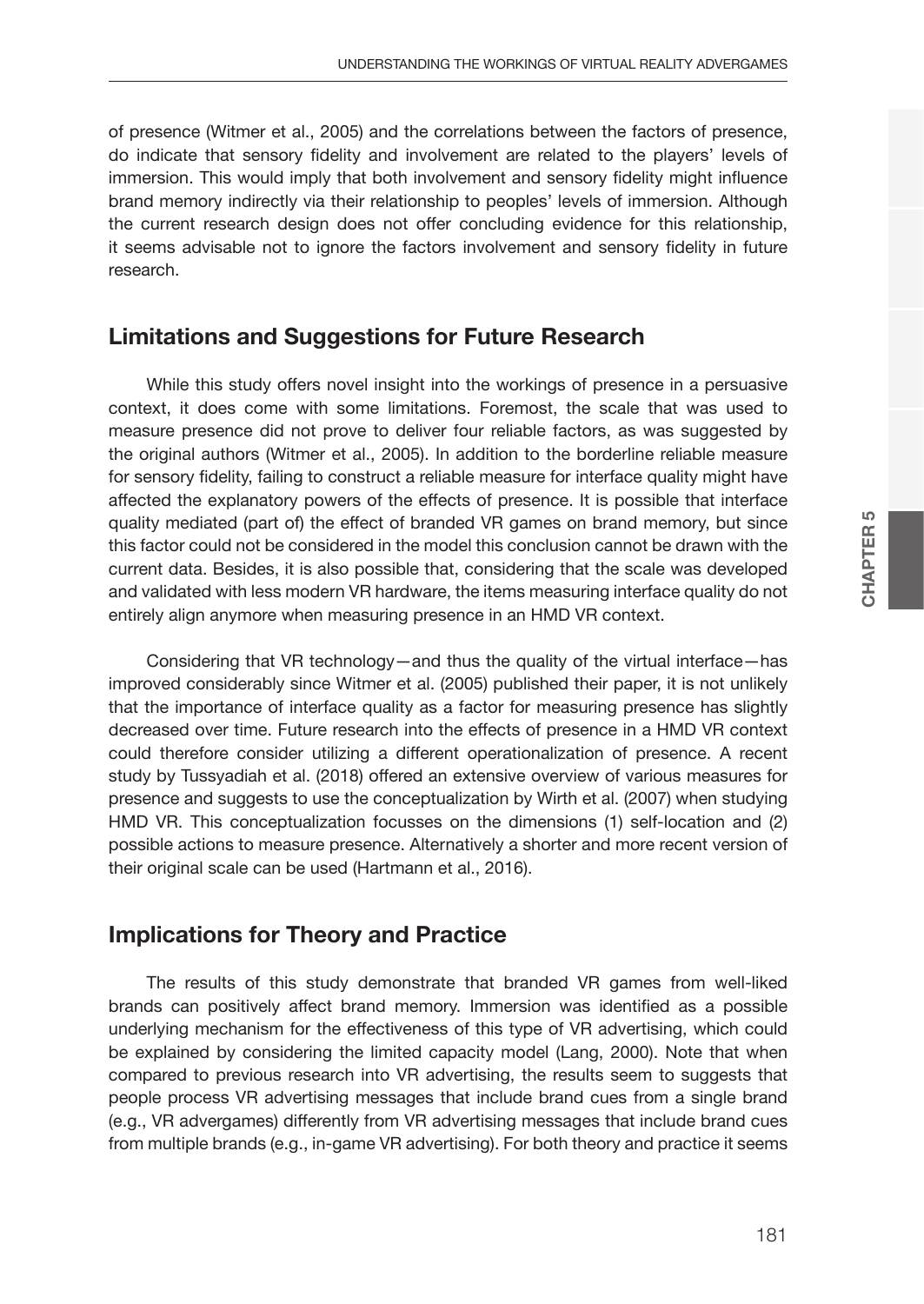of presence (Witmer et al., 2005) and the correlations between the factors of presence, do indicate that sensory fidelity and involvement are related to the players' levels of immersion. This would imply that both involvement and sensory fidelity might influence brand memory indirectly via their relationship to peoples' levels of immersion. Although the current research design does not offer concluding evidence for this relationship, it seems advisable not to ignore the factors involvement and sensory fidelity in future research.

## Limitations and Suggestions for Future Research

While this study offers novel insight into the workings of presence in a persuasive context, it does come with some limitations. Foremost, the scale that was used to measure presence did not prove to deliver four reliable factors, as was suggested by the original authors (Witmer et al., 2005). In addition to the borderline reliable measure for sensory fidelity, failing to construct a reliable measure for interface quality might have affected the explanatory powers of the effects of presence. It is possible that interface quality mediated (part of) the effect of branded VR games on brand memory, but since this factor could not be considered in the model this conclusion cannot be drawn with the current data. Besides, it is also possible that, considering that the scale was developed and validated with less modern VR hardware, the items measuring interface quality do not entirely align anymore when measuring presence in an HMD VR context.

Considering that VR technology—and thus the quality of the virtual interface—has improved considerably since Witmer et al. (2005) published their paper, it is not unlikely that the importance of interface quality as a factor for measuring presence has slightly decreased over time. Future research into the effects of presence in a HMD VR context could therefore consider utilizing a different operationalization of presence. A recent study by Tussyadiah et al. (2018) offered an extensive overview of various measures for presence and suggests to use the conceptualization by Wirth et al. (2007) when studying HMD VR. This conceptualization focusses on the dimensions (1) self-location and (2) possible actions to measure presence. Alternatively a shorter and more recent version of their original scale can be used (Hartmann et al., 2016).

## Implications for Theory and Practice

The results of this study demonstrate that branded VR games from well-liked brands can positively affect brand memory. Immersion was identified as a possible underlying mechanism for the effectiveness of this type of VR advertising, which could be explained by considering the limited capacity model (Lang, 2000). Note that when compared to previous research into VR advertising, the results seem to suggests that people process VR advertising messages that include brand cues from a single brand (e.g., VR advergames) differently from VR advertising messages that include brand cues from multiple brands (e.g., in-game VR advertising). For both theory and practice it seems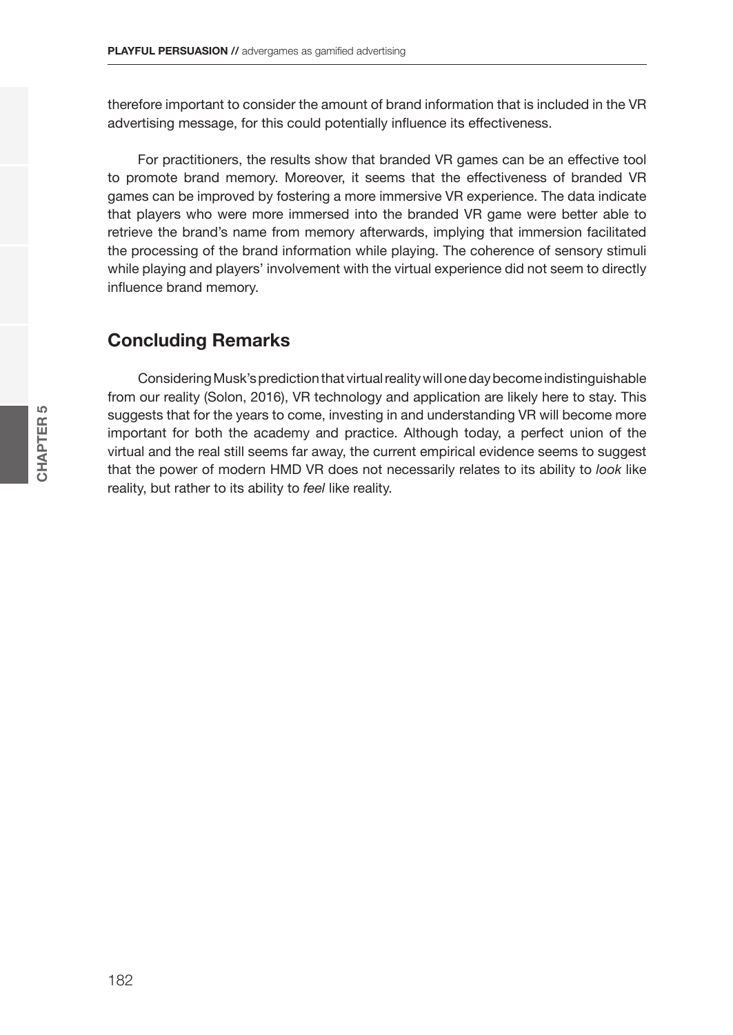therefore important to consider the amount of brand information that is included in the VR advertising message, for this could potentially influence its effectiveness.

For practitioners, the results show that branded VR games can be an effective tool to promote brand memory. Moreover, it seems that the effectiveness of branded VR games can be improved by fostering a more immersive VR experience. The data indicate that players who were more immersed into the branded VR game were better able to retrieve the brand's name from memory afterwards, implying that immersion facilitated the processing of the brand information while playing. The coherence of sensory stimuli while playing and players' involvement with the virtual experience did not seem to directly influence brand memory.

## Concluding Remarks

Considering Musk's prediction that virtual reality will one day become indistinguishable from our reality (Solon, 2016), VR technology and application are likely here to stay. This suggests that for the years to come, investing in and understanding VR will become more important for both the academy and practice. Although today, a perfect union of the virtual and the real still seems far away, the current empirical evidence seems to suggest that the power of modern HMD VR does not necessarily relates to its ability to *look* like reality, but rather to its ability to *feel* like reality.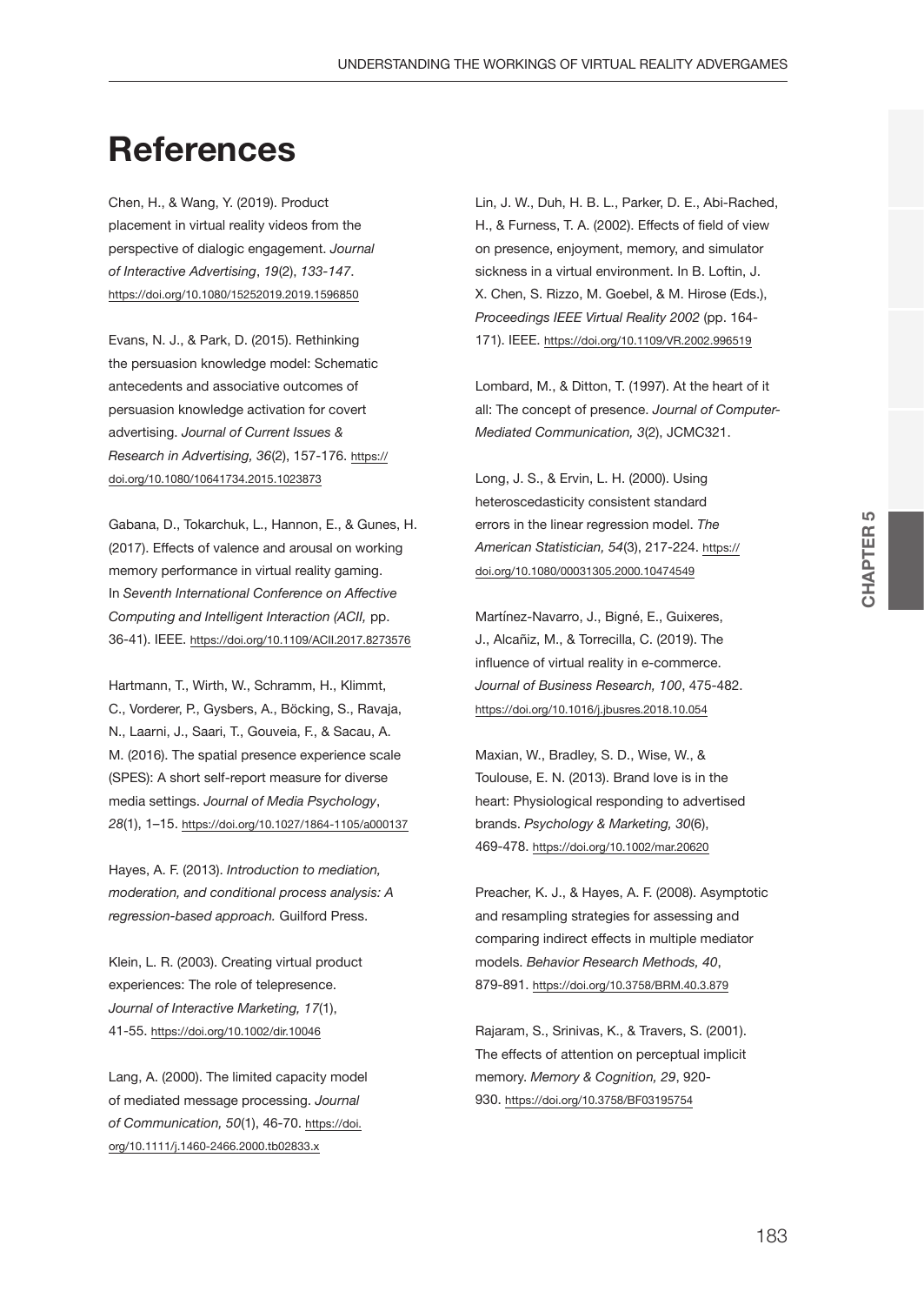# References

Chen, H., & Wang, Y. (2019). Product placement in virtual reality videos from the perspective of dialogic engagement. *Journal of Interactive Advertising*, *19*(2), *133-147*. https://doi.org/10.1080/15252019.2019.1596850

Evans, N. J., & Park, D. (2015). Rethinking the persuasion knowledge model: Schematic antecedents and associative outcomes of persuasion knowledge activation for covert advertising. *Journal of Current Issues & Research in Advertising, 36*(2), 157-176. https://doi.org/10.1080/10641734.2015.1023873

Gabana, D., Tokarchuk, L., Hannon, E., & Gunes, H. (2017). Effects of valence and arousal on working memory performance in virtual reality gaming. In *Seventh International Conference on Affective Computing and Intelligent Interaction (ACII,* pp. 36-41). IEEE. https://doi.org/10.1109/ACII.2017.8273576

Hartmann, T., Wirth, W., Schramm, H., Klimmt, C., Vorderer, P., Gysbers, A., Böcking, S., Ravaja, N., Laarni, J., Saari, T., Gouveia, F., & Sacau, A. M. (2016). The spatial presence experience scale (SPES): A short self-report measure for diverse media settings. *Journal of Media Psychology*, *28*(1), 1–15. https://doi.org/10.1027/1864-1105/a000137

Hayes, A. F. (2013). *Introduction to mediation, moderation, and conditional process analysis: A regression-based approach.* Guilford Press.

Klein, L. R. (2003). Creating virtual product experiences: The role of telepresence. *Journal of Interactive Marketing, 17*(1), 41-55. https://doi.org/10.1002/dir.10046

Lang, A. (2000). The limited capacity model of mediated message processing. *Journal of Communication, 50*(1), 46-70. https://doi.org/10.1111/j.1460-2466.2000.tb02833.x

Lin, J. W., Duh, H. B. L., Parker, D. E., Abi-Rached, H., & Furness, T. A. (2002). Effects of field of view on presence, enjoyment, memory, and simulator sickness in a virtual environment. In B. Loftin, J. X. Chen, S. Rizzo, M. Goebel, & M. Hirose (Eds.), *Proceedings IEEE Virtual Reality 2002* (pp. 164-171). IEEE. https://doi.org/10.1109/VR.2002.996519

Lombard, M., & Ditton, T. (1997). At the heart of it all: The concept of presence. *Journal of Computer-Mediated Communication, 3*(2), JCMC321.

Long, J. S., & Ervin, L. H. (2000). Using heteroscedasticity consistent standard errors in the linear regression model. *The American Statistician, 54*(3), 217-224. https://doi.org/10.1080/00031305.2000.10474549

Martínez-Navarro, J., Bigné, E., Guixeres, J., Alcañiz, M., & Torrecilla, C. (2019). The influence of virtual reality in e-commerce. *Journal of Business Research, 100*, 475-482. https://doi.org/10.1016/j.jbusres.2018.10.054

Maxian, W., Bradley, S. D., Wise, W., & Toulouse, E. N. (2013). Brand love is in the heart: Physiological responding to advertised brands. *Psychology & Marketing, 30*(6), 469-478. https://doi.org/10.1002/mar.20620

Preacher, K. J., & Hayes, A. F. (2008). Asymptotic and resampling strategies for assessing and comparing indirect effects in multiple mediator models. *Behavior Research Methods, 40*, 879-891. https://doi.org/10.3758/BRM.40.3.879

Rajaram, S., Srinivas, K., & Travers, S. (2001). The effects of attention on perceptual implicit memory. *Memory & Cognition, 29*, 920-930. https://doi.org/10.3758/BF03195754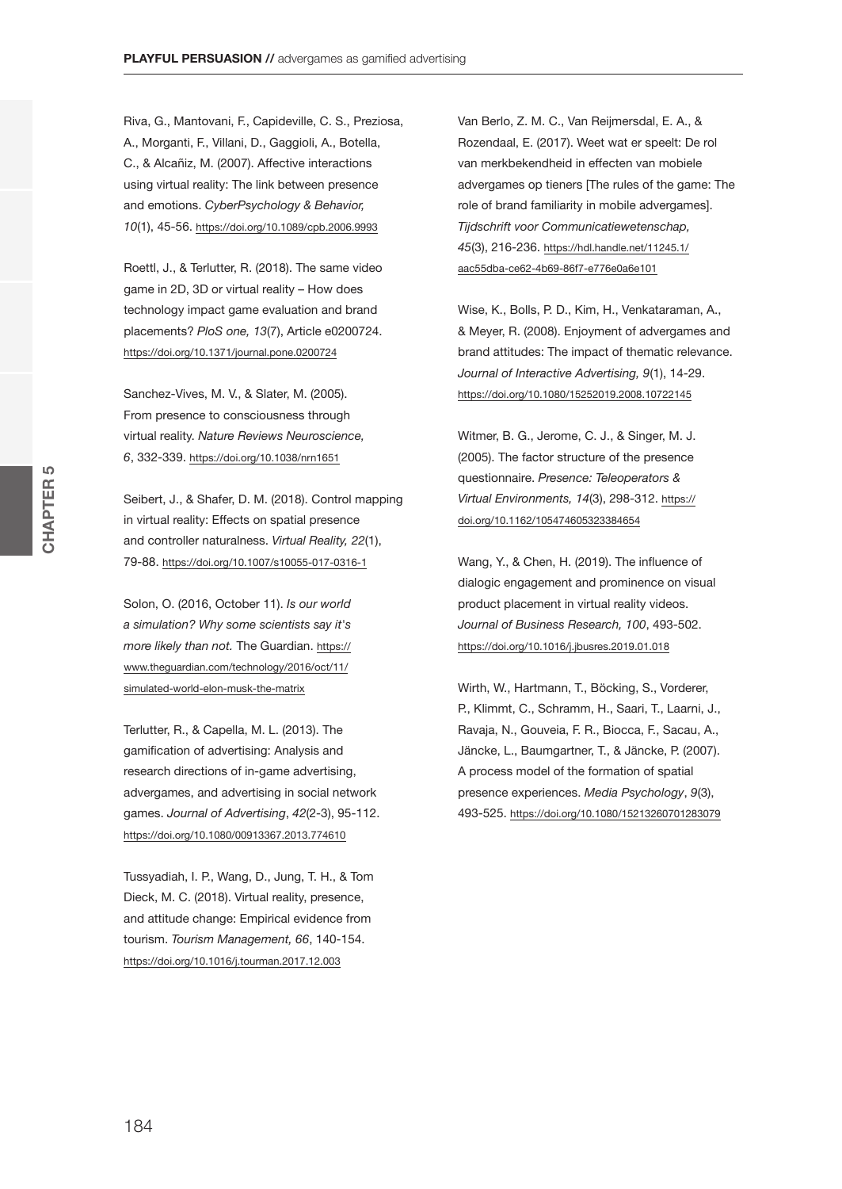Riva, G., Mantovani, F., Capideville, C. S., Preziosa, A., Morganti, F., Villani, D., Gaggioli, A., Botella, C., & Alcañiz, M. (2007). Affective interactions using virtual reality: The link between presence and emotions. *CyberPsychology & Behavior, 10*(1), 45-56. https://doi.org/10.1089/cpb.2006.9993

Roettl, J., & Terlutter, R. (2018). The same video game in 2D, 3D or virtual reality – How does technology impact game evaluation and brand placements? *PloS one, 13*(7), Article e0200724. https://doi.org/10.1371/journal.pone.0200724

Sanchez-Vives, M. V., & Slater, M. (2005). From presence to consciousness through virtual reality. *Nature Reviews Neuroscience, 6*, 332-339. https://doi.org/10.1038/nrn1651

Seibert, J., & Shafer, D. M. (2018). Control mapping in virtual reality: Effects on spatial presence and controller naturalness. *Virtual Reality, 22*(1), 79-88. https://doi.org/10.1007/s10055-017-0316-1

Solon, O. (2016, October 11). *Is our world a simulation? Why some scientists say it's more likely than not.* The Guardian. https://www.theguardian.com/technology/2016/oct/11/simulated-world-elon-musk-the-matrix

Terlutter, R., & Capella, M. L. (2013). The gamification of advertising: Analysis and research directions of in-game advertising, advergames, and advertising in social network games. *Journal of Advertising*, *42*(2-3), 95-112. https://doi.org/10.1080/00913367.2013.774610

Tussyadiah, I. P., Wang, D., Jung, T. H., & Tom Dieck, M. C. (2018). Virtual reality, presence, and attitude change: Empirical evidence from tourism. *Tourism Management, 66*, 140-154. https://doi.org/10.1016/j.tourman.2017.12.003

Van Berlo, Z. M. C., Van Reijmersdal, E. A., & Rozendaal, E. (2017). Weet wat er speelt: De rol van merkbekendheid in effecten van mobiele advergames op tieners [The rules of the game: The role of brand familiarity in mobile advergames]. *Tijdschrift voor Communicatiewetenschap, 45*(3), 216-236. https://hdl.handle.net/11245.1/aac55dba-ce62-4b69-86f7-e776e0a6e101

Wise, K., Bolls, P. D., Kim, H., Venkataraman, A., & Meyer, R. (2008). Enjoyment of advergames and brand attitudes: The impact of thematic relevance. *Journal of Interactive Advertising, 9*(1), 14-29. https://doi.org/10.1080/15252019.2008.10722145

Witmer, B. G., Jerome, C. J., & Singer, M. J. (2005). The factor structure of the presence questionnaire. *Presence: Teleoperators & Virtual Environments, 14*(3), 298-312. https://doi.org/10.1162/105474605323384654

Wang, Y., & Chen, H. (2019). The influence of dialogic engagement and prominence on visual product placement in virtual reality videos. *Journal of Business Research, 100*, 493-502. https://doi.org/10.1016/j.jbusres.2019.01.018

Wirth, W., Hartmann, T., Böcking, S., Vorderer, P., Klimmt, C., Schramm, H., Saari, T., Laarni, J., Ravaja, N., Gouveia, F. R., Biocca, F., Sacau, A., Jäncke, L., Baumgartner, T., & Jäncke, P. (2007). A process model of the formation of spatial presence experiences. *Media Psychology*, *9*(3), 493-525. https://doi.org/10.1080/15213260701283079